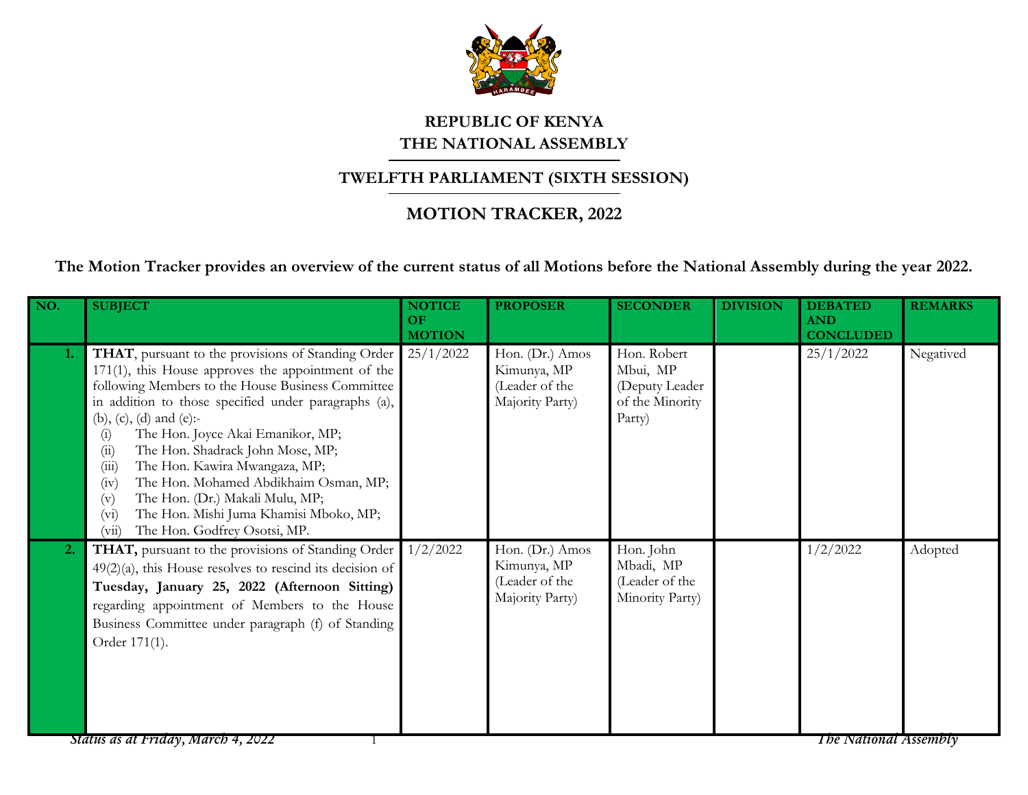# REPUBLIC OF KENYA
# THE NATIONAL ASSEMBLY

## TWELFTH PARLIAMENT (SIXTH SESSION)

## MOTION TRACKER, 2022

**The Motion Tracker provides an overview of the current status of all Motions before the National Assembly during the year 2022.**

| NO. | SUBJECT | NOTICE OF MOTION | PROPOSER | SECONDER | DIVISION | DEBATED AND CONCLUDED | REMARKS |
|---|---|---|---|---|---|---|---|
| 1. | **THAT**, pursuant to the provisions of Standing Order 171(1), this House approves the appointment of the following Members to the House Business Committee in addition to those specified under paragraphs (a), (b), (c), (d) and (e):- (i) The Hon. Joyce Akai Emanikor, MP; (ii) The Hon. Shadrack John Mose, MP; (iii) The Hon. Kawira Mwangaza, MP; (iv) The Hon. Mohamed Abdikhaim Osman, MP; (v) The Hon. (Dr.) Makali Mulu, MP; (vi) The Hon. Mishi Juma Khamisi Mboko, MP; (vii) The Hon. Godfrey Osotsi, MP. | 25/1/2022 | Hon. (Dr.) Amos Kimunya, MP (Leader of the Majority Party) | Hon. Robert Mbui, MP (Deputy Leader of the Minority Party) | | 25/1/2022 | Negatived |
| 2. | **THAT,** pursuant to the provisions of Standing Order 49(2)(a), this House resolves to rescind its decision of **Tuesday, January 25, 2022 (Afternoon Sitting)** regarding appointment of Members to the House Business Committee under paragraph (f) of Standing Order 171(1). | 1/2/2022 | Hon. (Dr.) Amos Kimunya, MP (Leader of the Majority Party) | Hon. John Mbadi, MP (Leader of the Minority Party) | | 1/2/2022 | Adopted |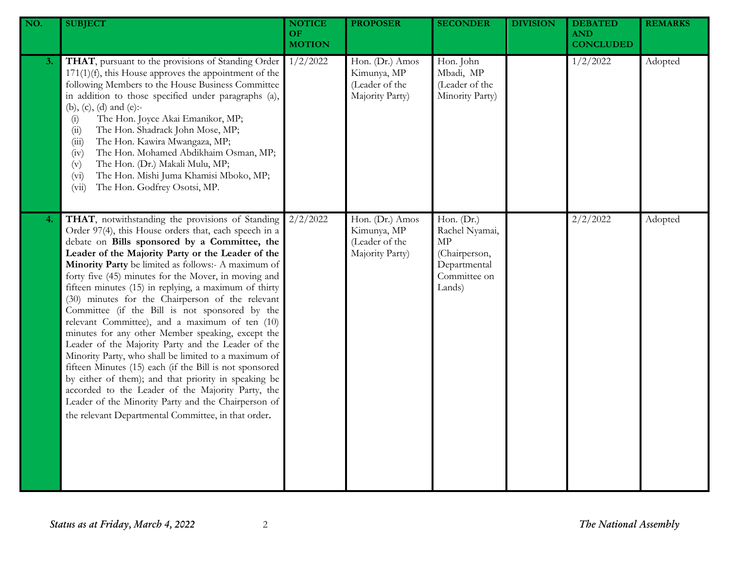| NO. | SUBJECT | NOTICE OF MOTION | PROPOSER | SECONDER | DIVISION | DEBATED AND CONCLUDED | REMARKS |
|---|---|---|---|---|---|---|---|
| 3. | **THAT**, pursuant to the provisions of Standing Order 171(1)(f), this House approves the appointment of the following Members to the House Business Committee in addition to those specified under paragraphs (a), (b), (c), (d) and (e):- (i) The Hon. Joyce Akai Emanikor, MP; (ii) The Hon. Shadrack John Mose, MP; (iii) The Hon. Kawira Mwangaza, MP; (iv) The Hon. Mohamed Abdikhaim Osman, MP; (v) The Hon. (Dr.) Makali Mulu, MP; (vi) The Hon. Mishi Juma Khamisi Mboko, MP; (vii) The Hon. Godfrey Osotsi, MP. | 1/2/2022 | Hon. (Dr.) Amos Kimunya, MP (Leader of the Majority Party) | Hon. John Mbadi, MP (Leader of the Minority Party) | | 1/2/2022 | Adopted |
| 4. | **THAT**, notwithstanding the provisions of Standing Order 97(4), this House orders that, each speech in a debate on **Bills sponsored by a Committee, the Leader of the Majority Party or the Leader of the Minority Party** be limited as follows:- A maximum of forty five (45) minutes for the Mover, in moving and fifteen minutes (15) in replying, a maximum of thirty (30) minutes for the Chairperson of the relevant Committee (if the Bill is not sponsored by the relevant Committee), and a maximum of ten (10) minutes for any other Member speaking, except the Leader of the Majority Party and the Leader of the Minority Party, who shall be limited to a maximum of fifteen Minutes (15) each (if the Bill is not sponsored by either of them); and that priority in speaking be accorded to the Leader of the Majority Party, the Leader of the Minority Party and the Chairperson of the relevant Departmental Committee, in that order. | 2/2/2022 | Hon. (Dr.) Amos Kimunya, MP (Leader of the Majority Party) | Hon. (Dr.) Rachel Nyamai, MP (Chairperson, Departmental Committee on Lands) | | 2/2/2022 | Adopted |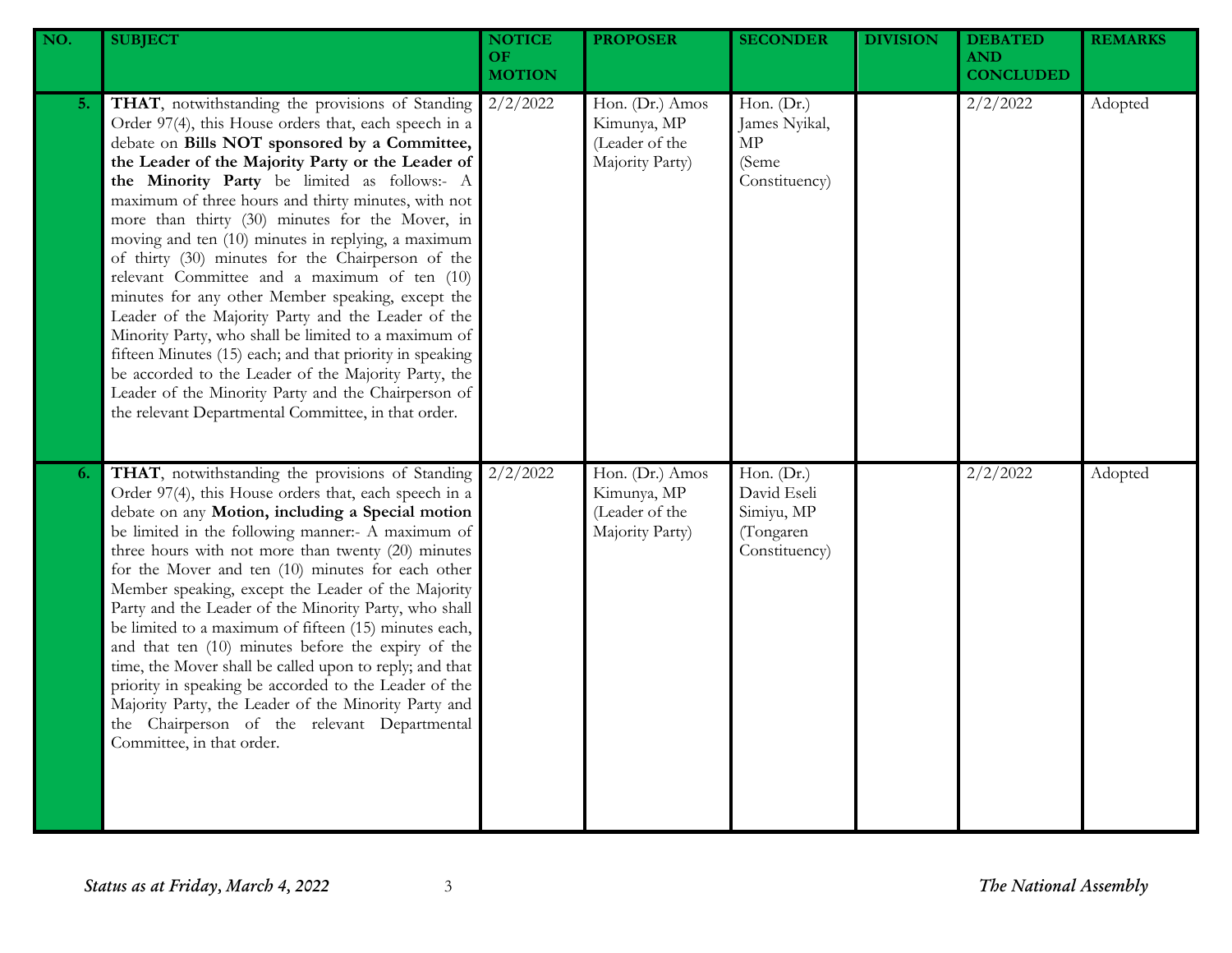| NO. | SUBJECT | NOTICE OF MOTION | PROPOSER | SECONDER | DIVISION | DEBATED AND CONCLUDED | REMARKS |
|---|---|---|---|---|---|---|---|
| 5. | **THAT**, notwithstanding the provisions of Standing Order 97(4), this House orders that, each speech in a debate on **Bills NOT sponsored by a Committee, the Leader of the Majority Party or the Leader of the Minority Party** be limited as follows:- A maximum of three hours and thirty minutes, with not more than thirty (30) minutes for the Mover, in moving and ten (10) minutes in replying, a maximum of thirty (30) minutes for the Chairperson of the relevant Committee and a maximum of ten (10) minutes for any other Member speaking, except the Leader of the Majority Party and the Leader of the Minority Party, who shall be limited to a maximum of fifteen Minutes (15) each; and that priority in speaking be accorded to the Leader of the Majority Party, the Leader of the Minority Party and the Chairperson of the relevant Departmental Committee, in that order. | 2/2/2022 | Hon. (Dr.) Amos Kimunya, MP (Leader of the Majority Party) | Hon. (Dr.) James Nyikal, MP (Seme Constituency) | | 2/2/2022 | Adopted |
| 6. | **THAT**, notwithstanding the provisions of Standing Order 97(4), this House orders that, each speech in a debate on any **Motion, including a Special motion** be limited in the following manner:- A maximum of three hours with not more than twenty (20) minutes for the Mover and ten (10) minutes for each other Member speaking, except the Leader of the Majority Party and the Leader of the Minority Party, who shall be limited to a maximum of fifteen (15) minutes each, and that ten (10) minutes before the expiry of the time, the Mover shall be called upon to reply; and that priority in speaking be accorded to the Leader of the Majority Party, the Leader of the Minority Party and the Chairperson of the relevant Departmental Committee, in that order. | 2/2/2022 | Hon. (Dr.) Amos Kimunya, MP (Leader of the Majority Party) | Hon. (Dr.) David Eseli Simiyu, MP (Tongaren Constituency) | | 2/2/2022 | Adopted |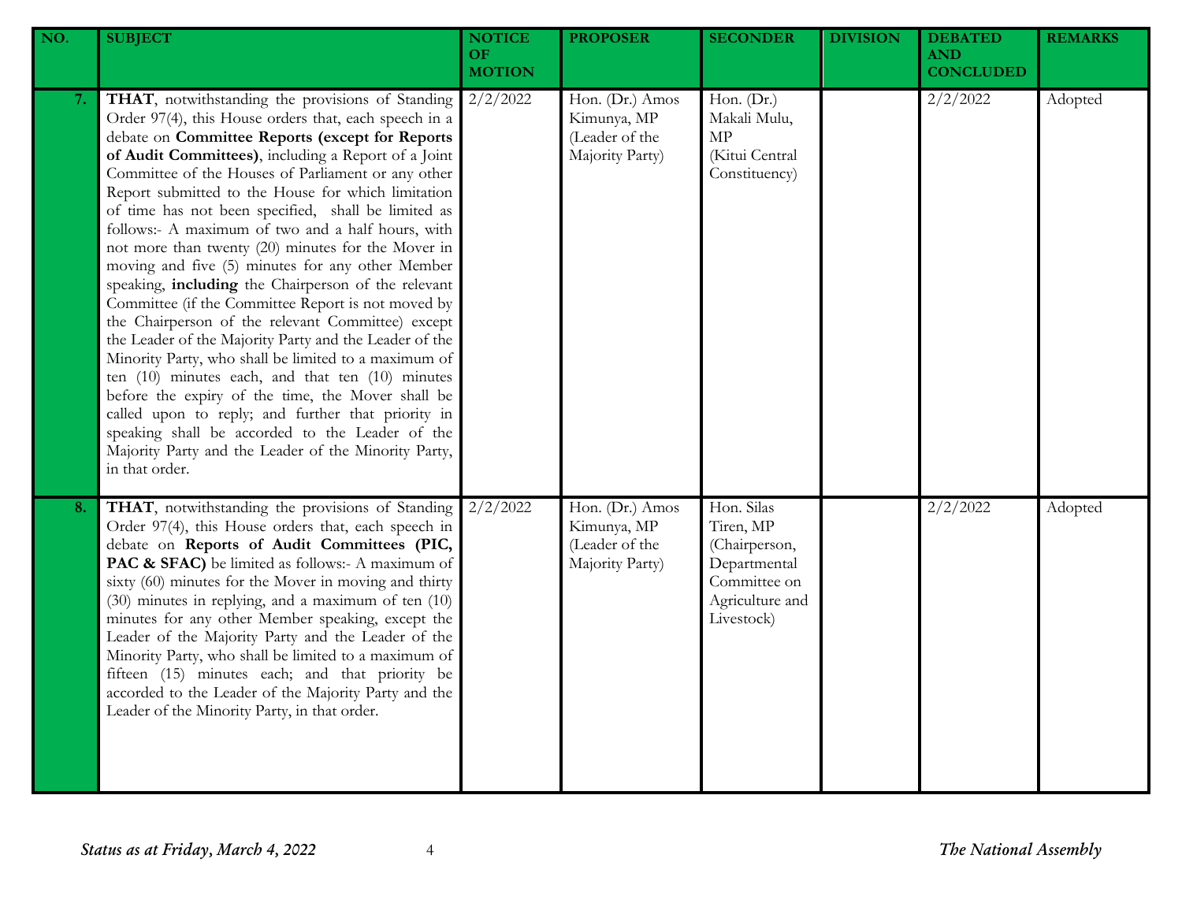| NO. | SUBJECT | NOTICE OF MOTION | PROPOSER | SECONDER | DIVISION | DEBATED AND CONCLUDED | REMARKS |
|---|---|---|---|---|---|---|---|
| 7. | **THAT**, notwithstanding the provisions of Standing Order 97(4), this House orders that, each speech in a debate on **Committee Reports (except for Reports of Audit Committees)**, including a Report of a Joint Committee of the Houses of Parliament or any other Report submitted to the House for which limitation of time has not been specified, shall be limited as follows:- A maximum of two and a half hours, with not more than twenty (20) minutes for the Mover in moving and five (5) minutes for any other Member speaking, **including** the Chairperson of the relevant Committee (if the Committee Report is not moved by the Chairperson of the relevant Committee) except the Leader of the Majority Party and the Leader of the Minority Party, who shall be limited to a maximum of ten (10) minutes each, and that ten (10) minutes before the expiry of the time, the Mover shall be called upon to reply; and further that priority in speaking shall be accorded to the Leader of the Majority Party and the Leader of the Minority Party, in that order. | 2/2/2022 | Hon. (Dr.) Amos Kimunya, MP (Leader of the Majority Party) | Hon. (Dr.) Makali Mulu, MP (Kitui Central Constituency) | | 2/2/2022 | Adopted |
| 8. | **THAT**, notwithstanding the provisions of Standing Order 97(4), this House orders that, each speech in debate on **Reports of Audit Committees (PIC, PAC & SFAC)** be limited as follows:- A maximum of sixty (60) minutes for the Mover in moving and thirty (30) minutes in replying, and a maximum of ten (10) minutes for any other Member speaking, except the Leader of the Majority Party and the Leader of the Minority Party, who shall be limited to a maximum of fifteen (15) minutes each; and that priority be accorded to the Leader of the Majority Party and the Leader of the Minority Party, in that order. | 2/2/2022 | Hon. (Dr.) Amos Kimunya, MP (Leader of the Majority Party) | Hon. Silas Tiren, MP (Chairperson, Departmental Committee on Agriculture and Livestock) | | 2/2/2022 | Adopted |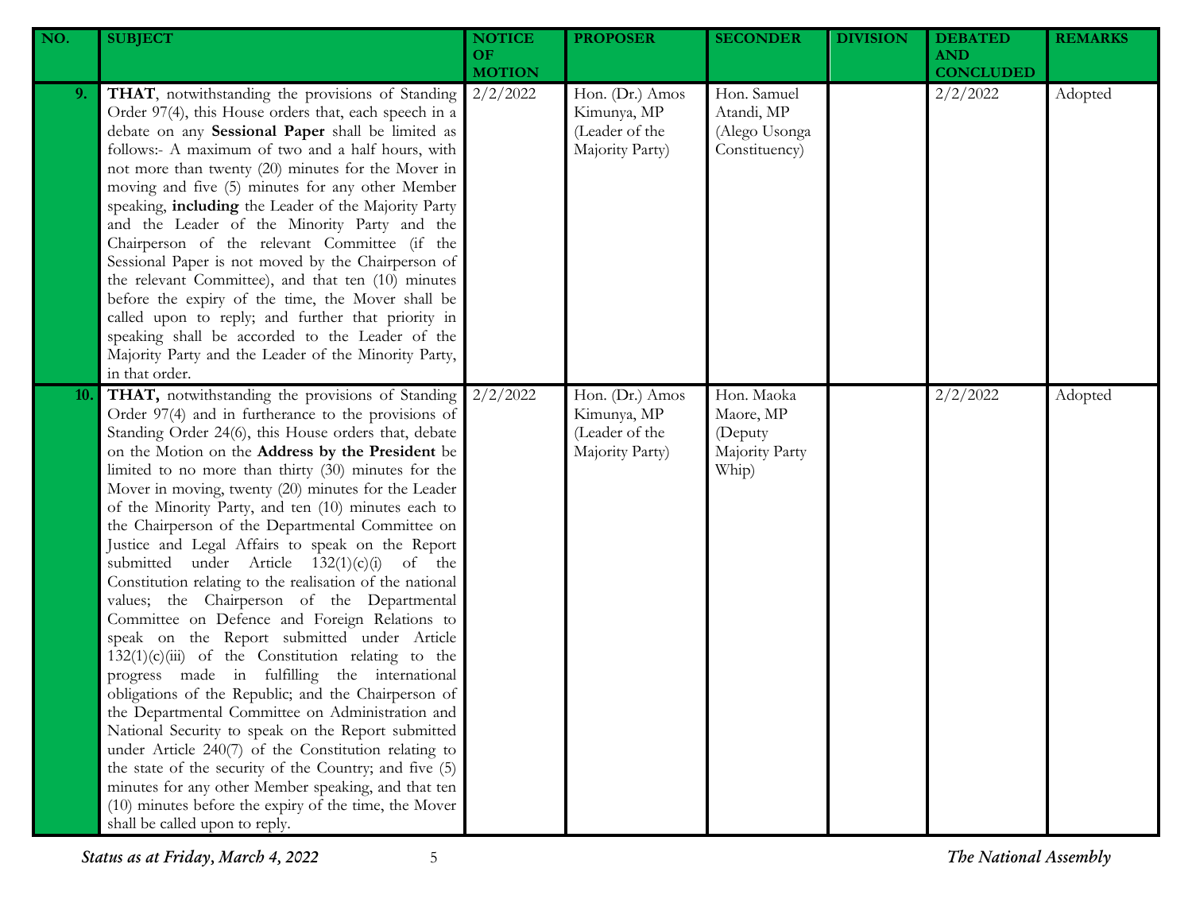| NO. | SUBJECT | NOTICE OF MOTION | PROPOSER | SECONDER | DIVISION | DEBATED AND CONCLUDED | REMARKS |
|---|---|---|---|---|---|---|---|
| 9. | **THAT**, notwithstanding the provisions of Standing Order 97(4), this House orders that, each speech in a debate on any **Sessional Paper** shall be limited as follows:- A maximum of two and a half hours, with not more than twenty (20) minutes for the Mover in moving and five (5) minutes for any other Member speaking, **including** the Leader of the Majority Party and the Leader of the Minority Party and the Chairperson of the relevant Committee (if the Sessional Paper is not moved by the Chairperson of the relevant Committee), and that ten (10) minutes before the expiry of the time, the Mover shall be called upon to reply; and further that priority in speaking shall be accorded to the Leader of the Majority Party and the Leader of the Minority Party, in that order. | 2/2/2022 | Hon. (Dr.) Amos Kimunya, MP (Leader of the Majority Party) | Hon. Samuel Atandi, MP (Alego Usonga Constituency) | | 2/2/2022 | Adopted |
| 10. | **THAT,** notwithstanding the provisions of Standing Order 97(4) and in furtherance to the provisions of Standing Order 24(6), this House orders that, debate on the Motion on the **Address by the President** be limited to no more than thirty (30) minutes for the Mover in moving, twenty (20) minutes for the Leader of the Minority Party, and ten (10) minutes each to the Chairperson of the Departmental Committee on Justice and Legal Affairs to speak on the Report submitted under Article 132(1)(c)(i) of the Constitution relating to the realisation of the national values; the Chairperson of the Departmental Committee on Defence and Foreign Relations to speak on the Report submitted under Article 132(1)(c)(iii) of the Constitution relating to the progress made in fulfilling the international obligations of the Republic; and the Chairperson of the Departmental Committee on Administration and National Security to speak on the Report submitted under Article 240(7) of the Constitution relating to the state of the security of the Country; and five (5) minutes for any other Member speaking, and that ten (10) minutes before the expiry of the time, the Mover shall be called upon to reply. | 2/2/2022 | Hon. (Dr.) Amos Kimunya, MP (Leader of the Majority Party) | Hon. Maoka Maore, MP (Deputy Majority Party Whip) | | 2/2/2022 | Adopted |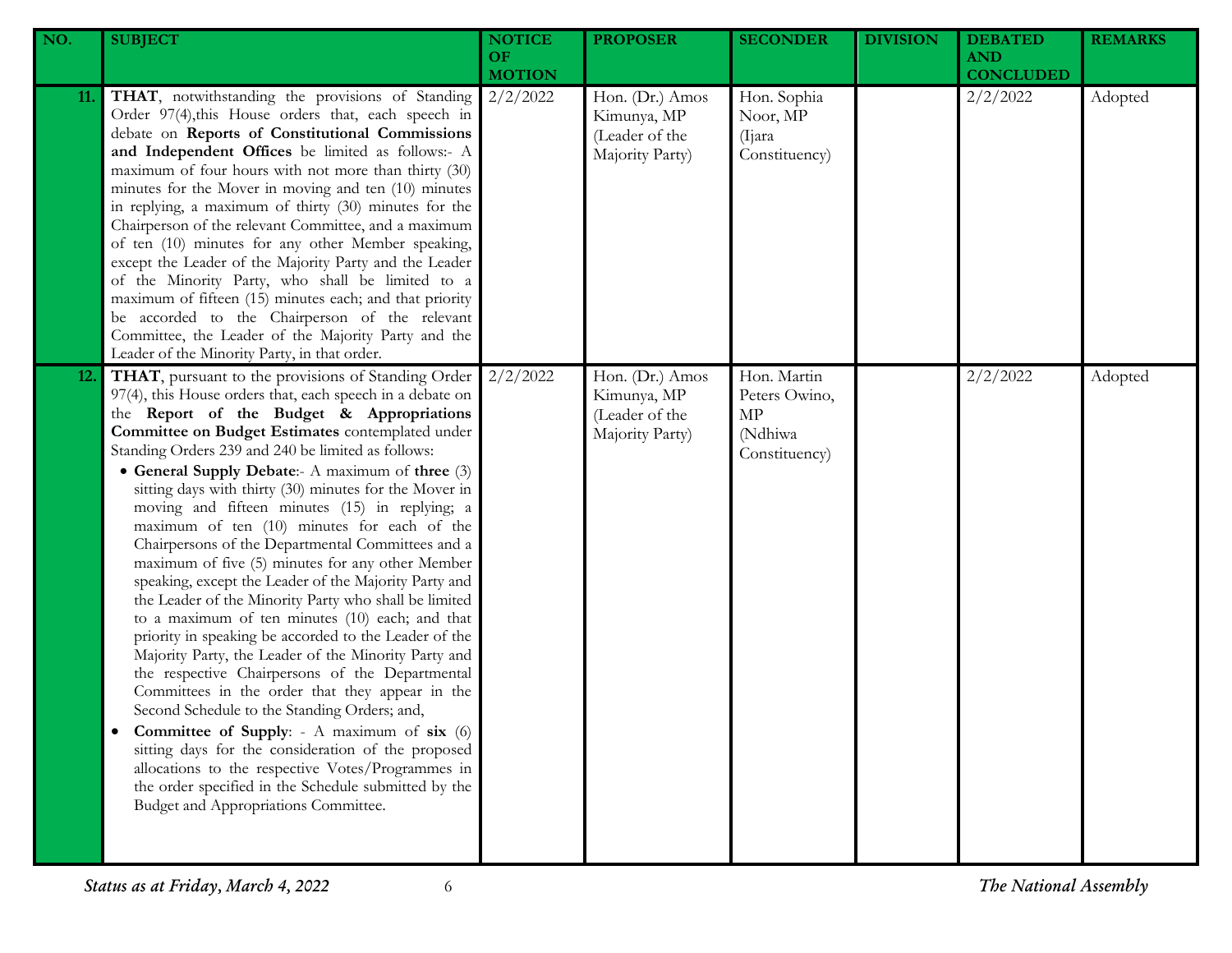| NO. | SUBJECT | NOTICE OF MOTION | PROPOSER | SECONDER | DIVISION | DEBATED AND CONCLUDED | REMARKS |
|---|---|---|---|---|---|---|---|
| 11. | **THAT**, notwithstanding the provisions of Standing Order 97(4),this House orders that, each speech in debate on **Reports of Constitutional Commissions and Independent Offices** be limited as follows:- A maximum of four hours with not more than thirty (30) minutes for the Mover in moving and ten (10) minutes in replying, a maximum of thirty (30) minutes for the Chairperson of the relevant Committee, and a maximum of ten (10) minutes for any other Member speaking, except the Leader of the Majority Party and the Leader of the Minority Party, who shall be limited to a maximum of fifteen (15) minutes each; and that priority be accorded to the Chairperson of the relevant Committee, the Leader of the Majority Party and the Leader of the Minority Party, in that order. | 2/2/2022 | Hon. (Dr.) Amos Kimunya, MP (Leader of the Majority Party) | Hon. Sophia Noor, MP (Ijara Constituency) | | 2/2/2022 | Adopted |
| 12. | **THAT**, pursuant to the provisions of Standing Order 97(4), this House orders that, each speech in a debate on the **Report of the Budget & Appropriations Committee on Budget Estimates** contemplated under Standing Orders 239 and 240 be limited as follows: <br>• **General Supply Debate**:- A maximum of **three** (3) sitting days with thirty (30) minutes for the Mover in moving and fifteen minutes (15) in replying; a maximum of ten (10) minutes for each of the Chairpersons of the Departmental Committees and a maximum of five (5) minutes for any other Member speaking, except the Leader of the Majority Party and the Leader of the Minority Party who shall be limited to a maximum of ten minutes (10) each; and that priority in speaking be accorded to the Leader of the Majority Party, the Leader of the Minority Party and the respective Chairpersons of the Departmental Committees in the order that they appear in the Second Schedule to the Standing Orders; and, <br>• **Committee of Supply**: - A maximum of **six** (6) sitting days for the consideration of the proposed allocations to the respective Votes/Programmes in the order specified in the Schedule submitted by the Budget and Appropriations Committee. | 2/2/2022 | Hon. (Dr.) Amos Kimunya, MP (Leader of the Majority Party) | Hon. Martin Peters Owino, MP (Ndhiwa Constituency) | | 2/2/2022 | Adopted |

*Status as at Friday, March 4, 2022*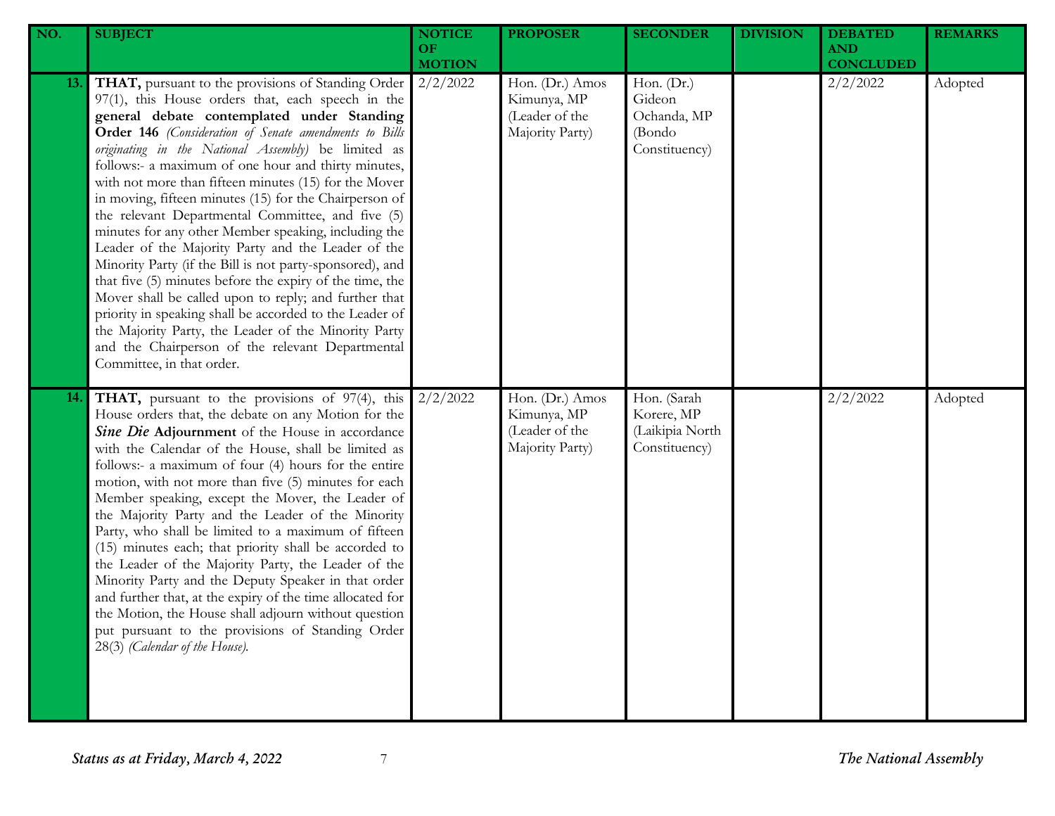| NO. | SUBJECT | NOTICE OF MOTION | PROPOSER | SECONDER | DIVISION | DEBATED AND CONCLUDED | REMARKS |
| --- | --- | --- | --- | --- | --- | --- | --- |
| 13. | **THAT,** pursuant to the provisions of Standing Order 97(1), this House orders that, each speech in the **general debate contemplated under Standing Order 146** *(Consideration of Senate amendments to Bills originating in the National Assembly)* be limited as follows:- a maximum of one hour and thirty minutes, with not more than fifteen minutes (15) for the Mover in moving, fifteen minutes (15) for the Chairperson of the relevant Departmental Committee, and five (5) minutes for any other Member speaking, including the Leader of the Majority Party and the Leader of the Minority Party (if the Bill is not party-sponsored), and that five (5) minutes before the expiry of the time, the Mover shall be called upon to reply; and further that priority in speaking shall be accorded to the Leader of the Majority Party, the Leader of the Minority Party and the Chairperson of the relevant Departmental Committee, in that order. | 2/2/2022 | Hon. (Dr.) Amos Kimunya, MP (Leader of the Majority Party) | Hon. (Dr.) Gideon Ochanda, MP (Bondo Constituency) | | 2/2/2022 | Adopted |
| 14. | **THAT,** pursuant to the provisions of 97(4), this House orders that, the debate on any Motion for the ***Sine Die* Adjournment** of the House in accordance with the Calendar of the House, shall be limited as follows:- a maximum of four (4) hours for the entire motion, with not more than five (5) minutes for each Member speaking, except the Mover, the Leader of the Majority Party and the Leader of the Minority Party, who shall be limited to a maximum of fifteen (15) minutes each; that priority shall be accorded to the Leader of the Majority Party, the Leader of the Minority Party and the Deputy Speaker in that order and further that, at the expiry of the time allocated for the Motion, the House shall adjourn without question put pursuant to the provisions of Standing Order 28(3) *(Calendar of the House)*. | 2/2/2022 | Hon. (Dr.) Amos Kimunya, MP (Leader of the Majority Party) | Hon. (Sarah Korere, MP (Laikipia North Constituency) | | 2/2/2022 | Adopted |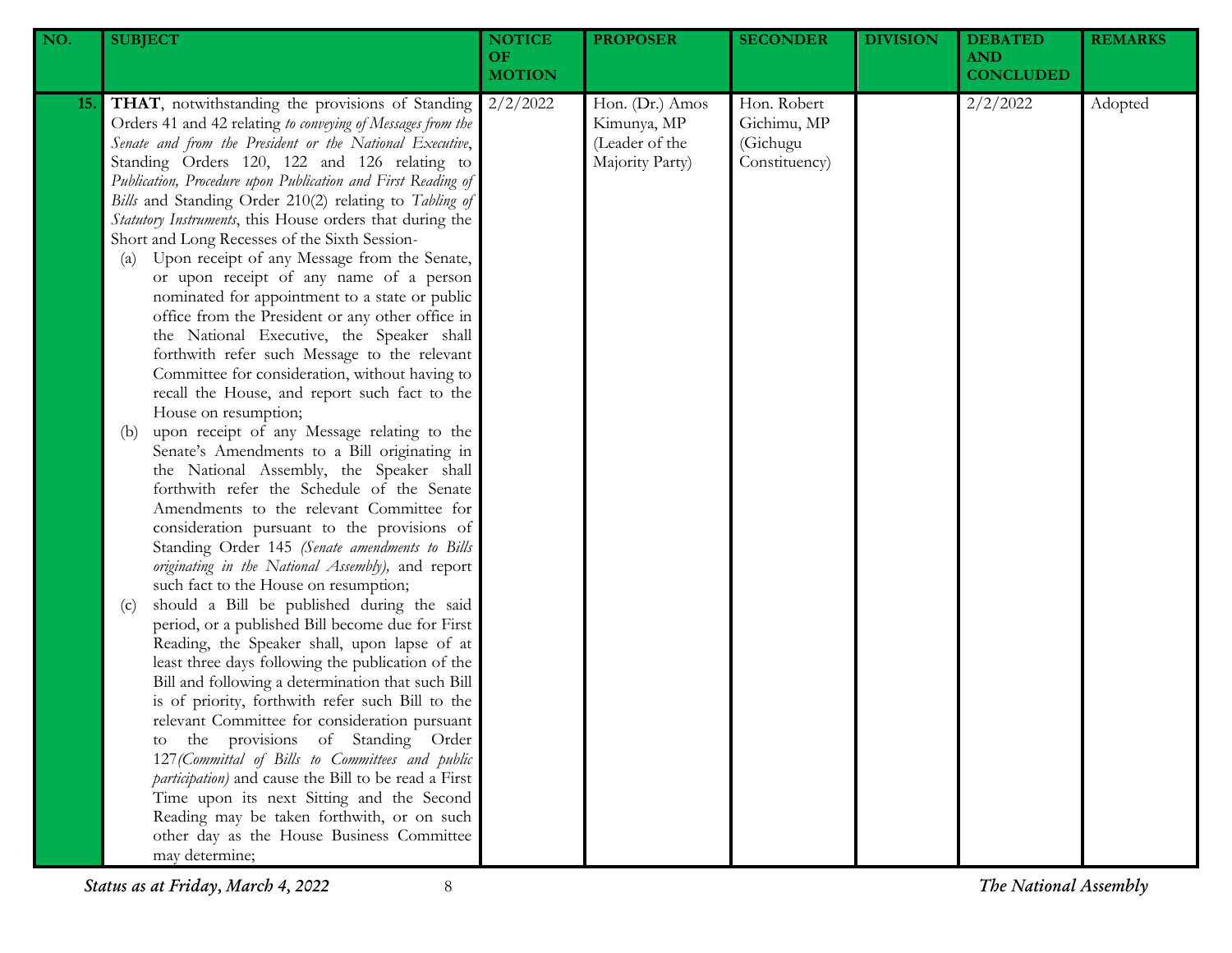| NO. | SUBJECT | NOTICE OF MOTION | PROPOSER | SECONDER | DIVISION | DEBATED AND CONCLUDED | REMARKS |
|---|---|---|---|---|---|---|---|
| 15. | **THAT**, notwithstanding the provisions of Standing Orders 41 and 42 relating *to conveying of Messages from the Senate and from the President or the National Executive*, Standing Orders 120, 122 and 126 relating to *Publication, Procedure upon Publication and First Reading of Bills* and Standing Order 210(2) relating to *Tabling of Statutory Instruments*, this House orders that during the Short and Long Recesses of the Sixth Session-<br>(a) Upon receipt of any Message from the Senate, or upon receipt of any name of a person nominated for appointment to a state or public office from the President or any other office in the National Executive, the Speaker shall forthwith refer such Message to the relevant Committee for consideration, without having to recall the House, and report such fact to the House on resumption;<br>(b) upon receipt of any Message relating to the Senate's Amendments to a Bill originating in the National Assembly, the Speaker shall forthwith refer the Schedule of the Senate Amendments to the relevant Committee for consideration pursuant to the provisions of Standing Order 145 *(Senate amendments to Bills originating in the National Assembly),* and report such fact to the House on resumption;<br>(c) should a Bill be published during the said period, or a published Bill become due for First Reading, the Speaker shall, upon lapse of at least three days following the publication of the Bill and following a determination that such Bill is of priority, forthwith refer such Bill to the relevant Committee for consideration pursuant to the provisions of Standing Order 127*(Committal of Bills to Committees and public participation)* and cause the Bill to be read a First Time upon its next Sitting and the Second Reading may be taken forthwith, or on such other day as the House Business Committee may determine; | 2/2/2022 | Hon. (Dr.) Amos Kimunya, MP (Leader of the Majority Party) | Hon. Robert Gichimu, MP (Gichugu Constituency) | | 2/2/2022 | Adopted |

*Status as at Friday, March 4, 2022* — *The National Assembly*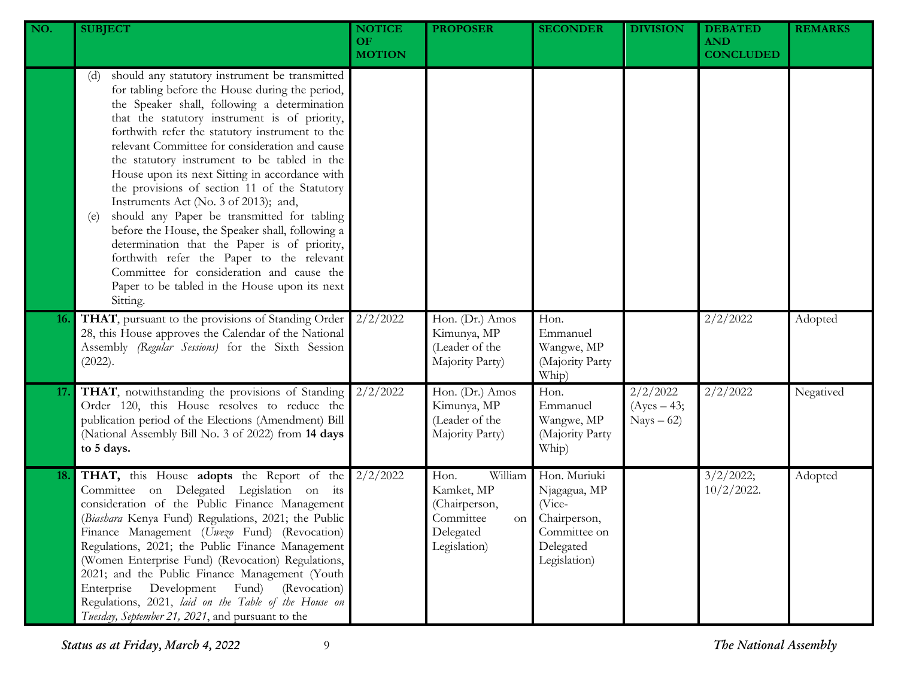| NO. | SUBJECT | NOTICE OF MOTION | PROPOSER | SECONDER | DIVISION | DEBATED AND CONCLUDED | REMARKS |
|---|---|---|---|---|---|---|---|
| | (d) should any statutory instrument be transmitted for tabling before the House during the period, the Speaker shall, following a determination that the statutory instrument is of priority, forthwith refer the statutory instrument to the relevant Committee for consideration and cause the statutory instrument to be tabled in the House upon its next Sitting in accordance with the provisions of section 11 of the Statutory Instruments Act (No. 3 of 2013); and,<br>(e) should any Paper be transmitted for tabling before the House, the Speaker shall, following a determination that the Paper is of priority, forthwith refer the Paper to the relevant Committee for consideration and cause the Paper to be tabled in the House upon its next Sitting. | | | | | | |
| **16.** | **THAT**, pursuant to the provisions of Standing Order 28, this House approves the Calendar of the National Assembly *(Regular Sessions)* for the Sixth Session (2022). | 2/2/2022 | Hon. (Dr.) Amos Kimunya, MP (Leader of the Majority Party) | Hon. Emmanuel Wangwe, MP (Majority Party Whip) | | 2/2/2022 | Adopted |
| **17.** | **THAT**, notwithstanding the provisions of Standing Order 120, this House resolves to reduce the publication period of the Elections (Amendment) Bill (National Assembly Bill No. 3 of 2022) from **14 days to 5 days.** | 2/2/2022 | Hon. (Dr.) Amos Kimunya, MP (Leader of the Majority Party) | Hon. Emmanuel Wangwe, MP (Majority Party Whip) | 2/2/2022 (Ayes – 43; Nays – 62) | 2/2/2022 | Negatived |
| **18.** | **THAT,** this House **adopts** the Report of the Committee on Delegated Legislation on its consideration of the Public Finance Management (*Biashara* Kenya Fund) Regulations, 2021; the Public Finance Management (*Uwezo* Fund) (Revocation) Regulations, 2021; the Public Finance Management (Women Enterprise Fund) (Revocation) Regulations, 2021; and the Public Finance Management (Youth Enterprise Development Fund) (Revocation) Regulations, 2021, *laid on the Table of the House on Tuesday, September 21, 2021*, and pursuant to the | 2/2/2022 | Hon. William Kamket, MP (Chairperson, Committee on Delegated Legislation) | Hon. Muriuki Njagagua, MP (Vice-Chairperson, Committee on Delegated Legislation) | | 3/2/2022; 10/2/2022. | Adopted |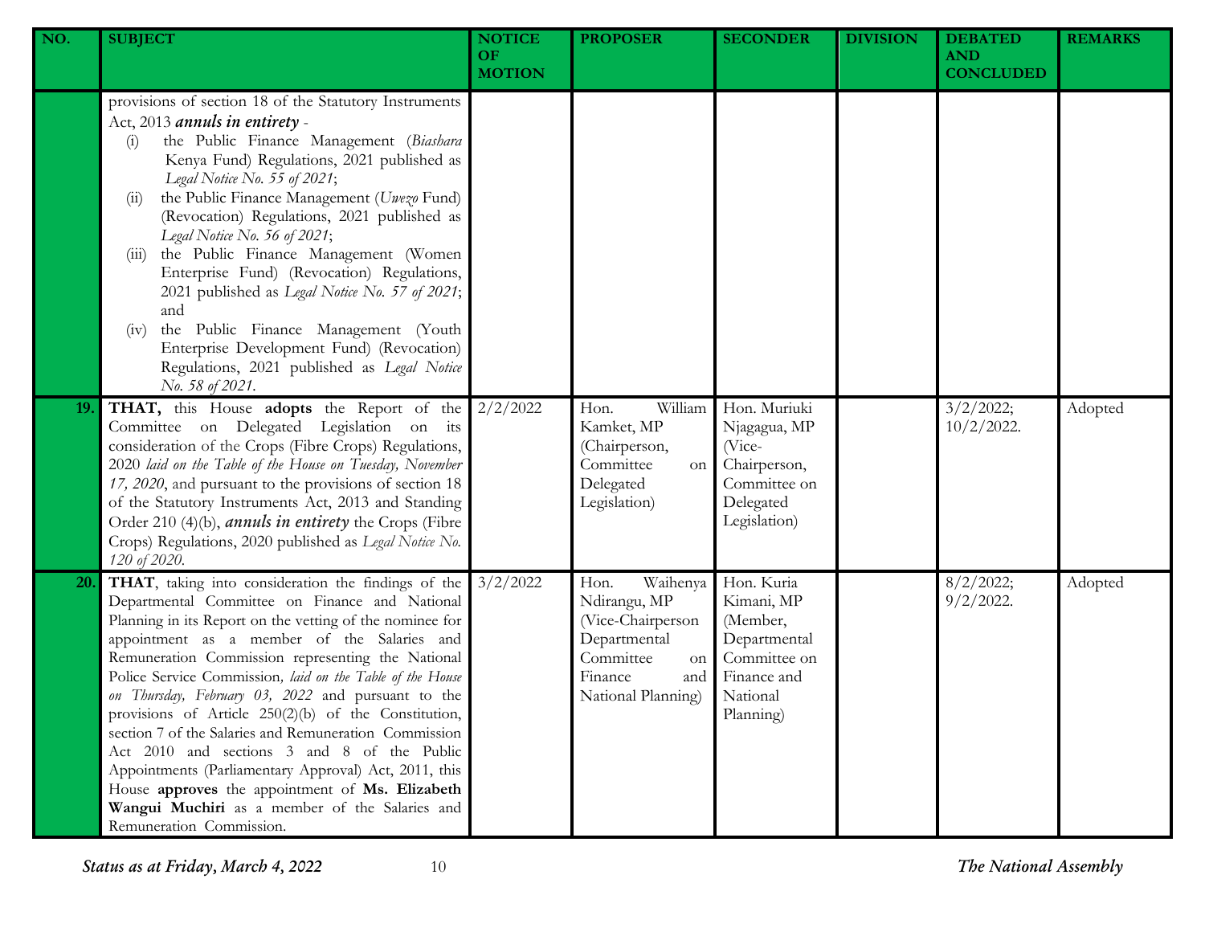| NO. | SUBJECT | NOTICE OF MOTION | PROPOSER | SECONDER | DIVISION | DEBATED AND CONCLUDED | REMARKS |
|---|---|---|---|---|---|---|---|
| | provisions of section 18 of the Statutory Instruments Act, 2013 ***annuls in entirety*** - (i) the Public Finance Management (*Biashara* Kenya Fund) Regulations, 2021 published as *Legal Notice No. 55 of 2021*; (ii) the Public Finance Management (*Uwezo* Fund) (Revocation) Regulations, 2021 published as *Legal Notice No. 56 of 2021*; (iii) the Public Finance Management (Women Enterprise Fund) (Revocation) Regulations, 2021 published as *Legal Notice No. 57 of 2021*; and (iv) the Public Finance Management (Youth Enterprise Development Fund) (Revocation) Regulations, 2021 published as *Legal Notice No. 58 of 2021*. | | | | | | |
| 19. | **THAT,** this House **adopts** the Report of the Committee on Delegated Legislation on its consideration of the Crops (Fibre Crops) Regulations, 2020 *laid on the Table of the House on Tuesday, November 17, 2020*, and pursuant to the provisions of section 18 of the Statutory Instruments Act, 2013 and Standing Order 210 (4)(b), ***annuls in entirety*** the Crops (Fibre Crops) Regulations, 2020 published as *Legal Notice No. 120 of 2020*. | 2/2/2022 | Hon. William Kamket, MP (Chairperson, Committee on Delegated Legislation) | Hon. Muriuki Njagagua, MP (Vice-Chairperson, Committee on Delegated Legislation) | | 3/2/2022; 10/2/2022. | Adopted |
| 20. | **THAT**, taking into consideration the findings of the Departmental Committee on Finance and National Planning in its Report on the vetting of the nominee for appointment as a member of the Salaries and Remuneration Commission representing the National Police Service Commission, *laid on the Table of the House on Thursday, February 03, 2022* and pursuant to the provisions of Article 250(2)(b) of the Constitution, section 7 of the Salaries and Remuneration Commission Act 2010 and sections 3 and 8 of the Public Appointments (Parliamentary Approval) Act, 2011, this House **approves** the appointment of **Ms. Elizabeth Wangui Muchiri** as a member of the Salaries and Remuneration Commission. | 3/2/2022 | Hon. Waihenya Ndirangu, MP (Vice-Chairperson Departmental Committee on Finance and National Planning) | Hon. Kuria Kimani, MP (Member, Departmental Committee on Finance and National Planning) | | 8/2/2022; 9/2/2022. | Adopted |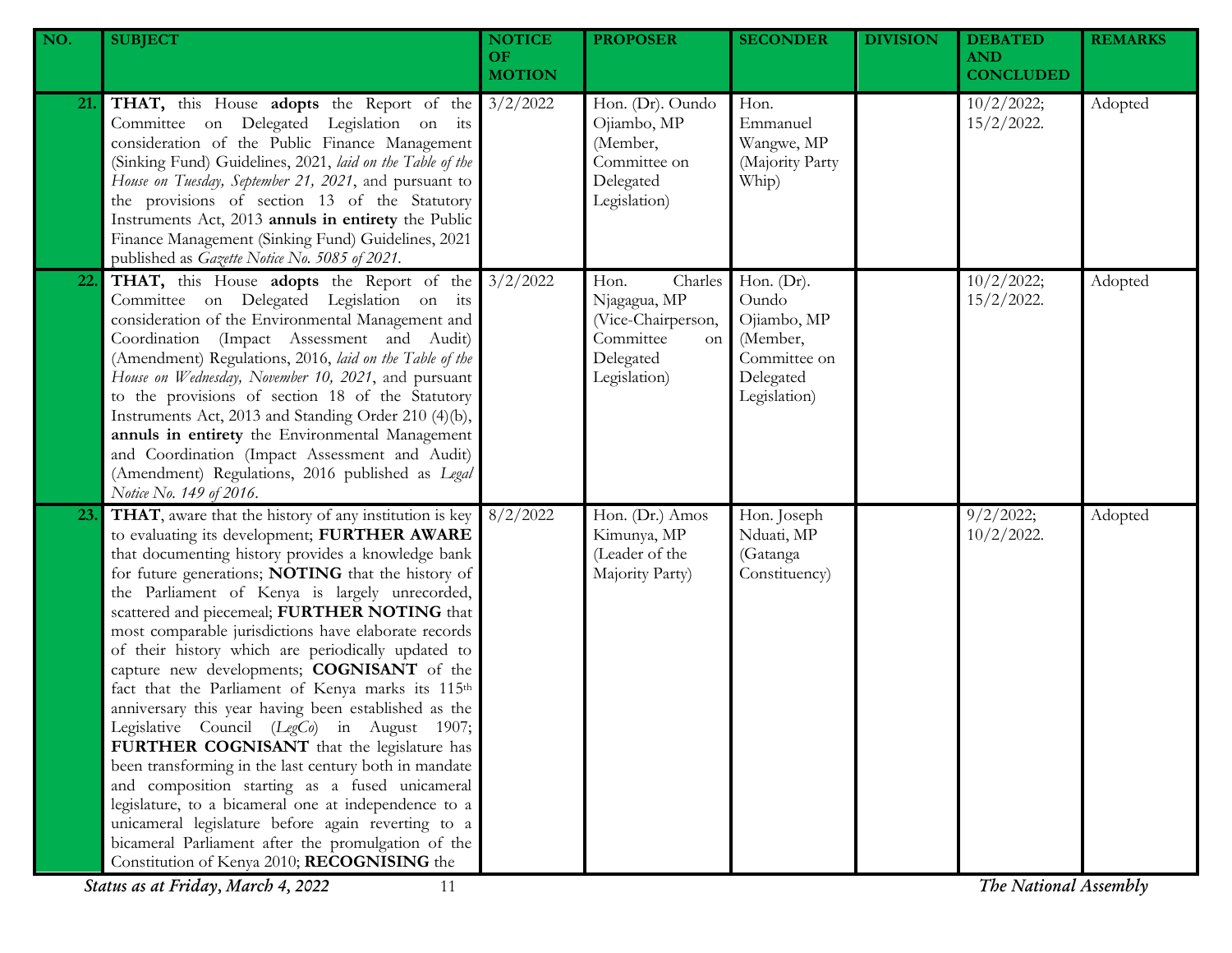| NO. | SUBJECT | NOTICE OF MOTION | PROPOSER | SECONDER | DIVISION | DEBATED AND CONCLUDED | REMARKS |
|---|---|---|---|---|---|---|---|
| 21. | **THAT,** this House **adopts** the Report of the Committee on Delegated Legislation on its consideration of the Public Finance Management (Sinking Fund) Guidelines, 2021, *laid on the Table of the House on Tuesday, September 21, 2021*, and pursuant to the provisions of section 13 of the Statutory Instruments Act, 2013 **annuls in entirety** the Public Finance Management (Sinking Fund) Guidelines, 2021 published as *Gazette Notice No. 5085 of 2021*. | 3/2/2022 | Hon. (Dr). Oundo Ojiambo, MP (Member, Committee on Delegated Legislation) | Hon. Emmanuel Wangwe, MP (Majority Party Whip) | | 10/2/2022; 15/2/2022. | Adopted |
| 22. | **THAT,** this House **adopts** the Report of the Committee on Delegated Legislation on its consideration of the Environmental Management and Coordination (Impact Assessment and Audit) (Amendment) Regulations, 2016, *laid on the Table of the House on Wednesday, November 10, 2021*, and pursuant to the provisions of section 18 of the Statutory Instruments Act, 2013 and Standing Order 210 (4)(b), **annuls in entirety** the Environmental Management and Coordination (Impact Assessment and Audit) (Amendment) Regulations, 2016 published as *Legal Notice No. 149 of 2016*. | 3/2/2022 | Hon. Charles Njagagua, MP (Vice-Chairperson, Committee on Delegated Legislation) | Hon. (Dr). Oundo Ojiambo, MP (Member, Committee on Delegated Legislation) | | 10/2/2022; 15/2/2022. | Adopted |
| 23. | **THAT**, aware that the history of any institution is key to evaluating its development; **FURTHER AWARE** that documenting history provides a knowledge bank for future generations; **NOTING** that the history of the Parliament of Kenya is largely unrecorded, scattered and piecemeal; **FURTHER NOTING** that most comparable jurisdictions have elaborate records of their history which are periodically updated to capture new developments; **COGNISANT** of the fact that the Parliament of Kenya marks its 115th anniversary this year having been established as the Legislative Council (*LegCo*) in August 1907; **FURTHER COGNISANT** that the legislature has been transforming in the last century both in mandate and composition starting as a fused unicameral legislature, to a bicameral one at independence to a unicameral legislature before again reverting to a bicameral Parliament after the promulgation of the Constitution of Kenya 2010; **RECOGNISING** the | 8/2/2022 | Hon. (Dr.) Amos Kimunya, MP (Leader of the Majority Party) | Hon. Joseph Nduati, MP (Gatanga Constituency) | | 9/2/2022; 10/2/2022. | Adopted |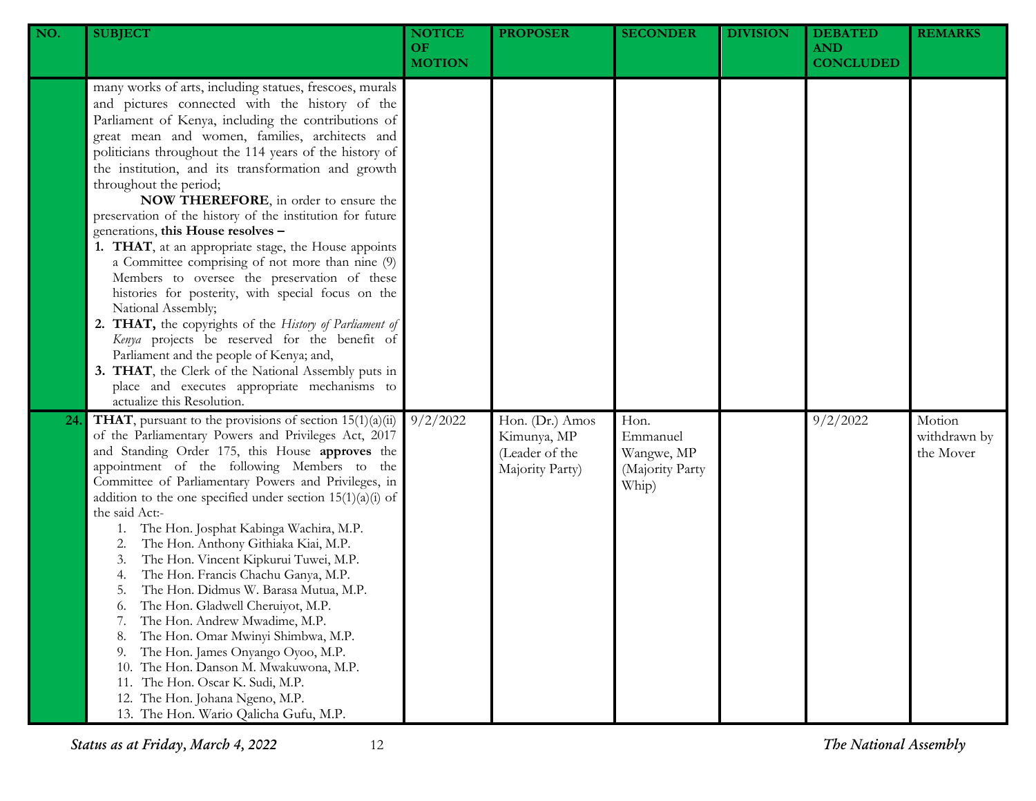| NO. | SUBJECT | NOTICE OF MOTION | PROPOSER | SECONDER | DIVISION | DEBATED AND CONCLUDED | REMARKS |
|---|---|---|---|---|---|---|---|
| | many works of arts, including statues, frescoes, murals and pictures connected with the history of the Parliament of Kenya, including the contributions of great mean and women, families, architects and politicians throughout the 114 years of the history of the institution, and its transformation and growth throughout the period;<br>**NOW THEREFORE**, in order to ensure the preservation of the history of the institution for future generations, **this House resolves –**<br>1. **THAT**, at an appropriate stage, the House appoints a Committee comprising of not more than nine (9) Members to oversee the preservation of these histories for posterity, with special focus on the National Assembly;<br>2. **THAT,** the copyrights of the *History of Parliament of Kenya* projects be reserved for the benefit of Parliament and the people of Kenya; and,<br>3. **THAT**, the Clerk of the National Assembly puts in place and executes appropriate mechanisms to actualize this Resolution. | | | | | | |
| **24.** | **THAT**, pursuant to the provisions of section 15(1)(a)(ii) of the Parliamentary Powers and Privileges Act, 2017 and Standing Order 175, this House **approves** the appointment of the following Members to the Committee of Parliamentary Powers and Privileges, in addition to the one specified under section 15(1)(a)(i) of the said Act:-<br>1. The Hon. Josphat Kabinga Wachira, M.P.<br>2. The Hon. Anthony Githiaka Kiai, M.P.<br>3. The Hon. Vincent Kipkurui Tuwei, M.P.<br>4. The Hon. Francis Chachu Ganya, M.P.<br>5. The Hon. Didmus W. Barasa Mutua, M.P.<br>6. The Hon. Gladwell Cheruiyot, M.P.<br>7. The Hon. Andrew Mwadime, M.P.<br>8. The Hon. Omar Mwinyi Shimbwa, M.P.<br>9. The Hon. James Onyango Oyoo, M.P.<br>10. The Hon. Danson M. Mwakuwona, M.P.<br>11. The Hon. Oscar K. Sudi, M.P.<br>12. The Hon. Johana Ngeno, M.P.<br>13. The Hon. Wario Qalicha Gufu, M.P. | 9/2/2022 | Hon. (Dr.) Amos Kimunya, MP (Leader of the Majority Party) | Hon. Emmanuel Wangwe, MP (Majority Party Whip) | | 9/2/2022 | Motion withdrawn by the Mover |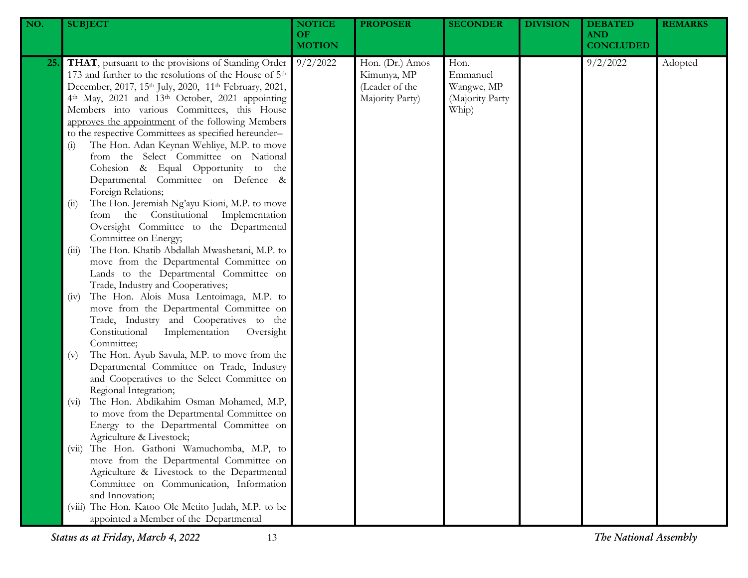| NO. | SUBJECT | NOTICE OF MOTION | PROPOSER | SECONDER | DIVISION | DEBATED AND CONCLUDED | REMARKS |
|---|---|---|---|---|---|---|---|
| 25. | **THAT**, pursuant to the provisions of Standing Order 173 and further to the resolutions of the House of 5th December, 2017, 15th July, 2020, 11th February, 2021, 4th May, 2021 and 13th October, 2021 appointing Members into various Committees, this House approves the appointment of the following Members to the respective Committees as specified hereunder–<br>(i) The Hon. Adan Keynan Wehliye, M.P. to move from the Select Committee on National Cohesion & Equal Opportunity to the Departmental Committee on Defence & Foreign Relations;<br>(ii) The Hon. Jeremiah Ng'ayu Kioni, M.P. to move from the Constitutional Implementation Oversight Committee to the Departmental Committee on Energy;<br>(iii) The Hon. Khatib Abdallah Mwashetani, M.P. to move from the Departmental Committee on Lands to the Departmental Committee on Trade, Industry and Cooperatives;<br>(iv) The Hon. Alois Musa Lentoimaga, M.P. to move from the Departmental Committee on Trade, Industry and Cooperatives to the Constitutional Implementation Oversight Committee;<br>(v) The Hon. Ayub Savula, M.P. to move from the Departmental Committee on Trade, Industry and Cooperatives to the Select Committee on Regional Integration;<br>(vi) The Hon. Abdikahim Osman Mohamed, M.P, to move from the Departmental Committee on Energy to the Departmental Committee on Agriculture & Livestock;<br>(vii) The Hon. Gathoni Wamuchomba, M.P, to move from the Departmental Committee on Agriculture & Livestock to the Departmental Committee on Communication, Information and Innovation;<br>(viii) The Hon. Katoo Ole Metito Judah, M.P. to be appointed a Member of the Departmental | 9/2/2022 | Hon. (Dr.) Amos Kimunya, MP (Leader of the Majority Party) | Hon. Emmanuel Wangwe, MP (Majority Party Whip) | | 9/2/2022 | Adopted |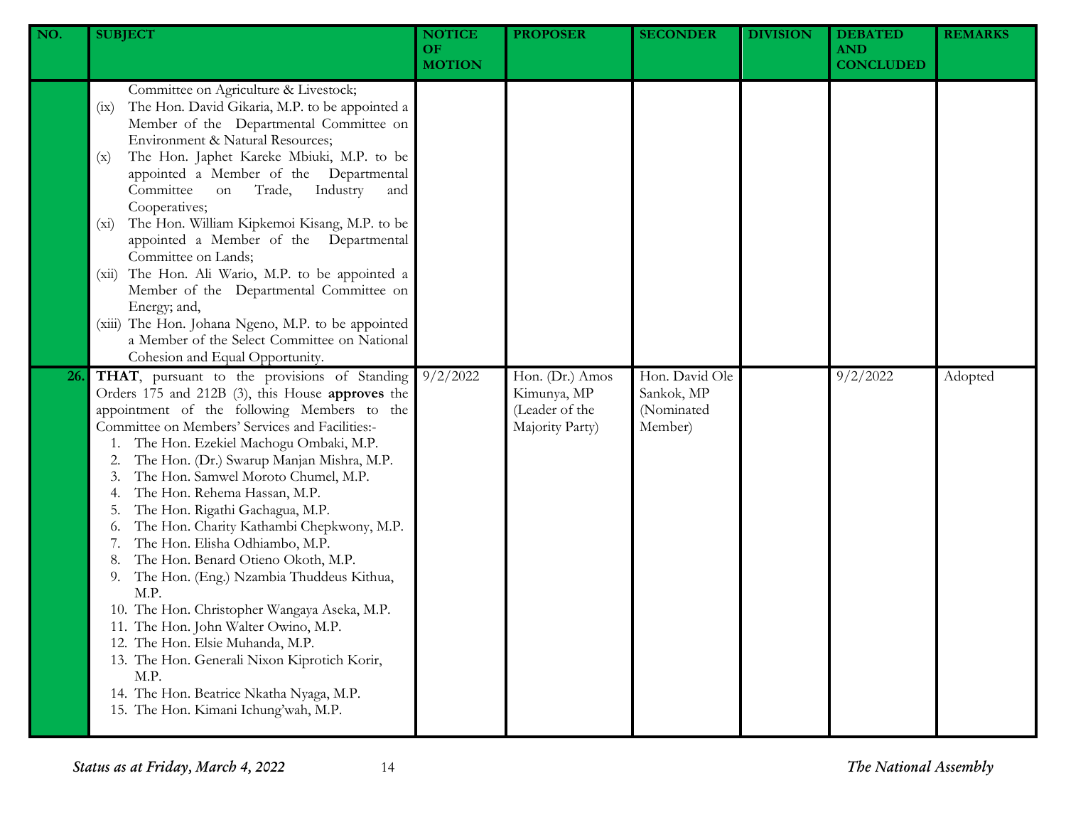| NO. | SUBJECT | NOTICE OF MOTION | PROPOSER | SECONDER | DIVISION | DEBATED AND CONCLUDED | REMARKS |
|---|---|---|---|---|---|---|---|
| | Committee on Agriculture & Livestock;<br>(ix) The Hon. David Gikaria, M.P. to be appointed a Member of the Departmental Committee on Environment & Natural Resources;<br>(x) The Hon. Japhet Kareke Mbiuki, M.P. to be appointed a Member of the Departmental Committee on Trade, Industry and Cooperatives;<br>(xi) The Hon. William Kipkemoi Kisang, M.P. to be appointed a Member of the Departmental Committee on Lands;<br>(xii) The Hon. Ali Wario, M.P. to be appointed a Member of the Departmental Committee on Energy; and,<br>(xiii) The Hon. Johana Ngeno, M.P. to be appointed a Member of the Select Committee on National Cohesion and Equal Opportunity. | | | | | | |
| 26. | **THAT**, pursuant to the provisions of Standing Orders 175 and 212B (3), this House **approves** the appointment of the following Members to the Committee on Members' Services and Facilities:-<br>1. The Hon. Ezekiel Machogu Ombaki, M.P.<br>2. The Hon. (Dr.) Swarup Manjan Mishra, M.P.<br>3. The Hon. Samwel Moroto Chumel, M.P.<br>4. The Hon. Rehema Hassan, M.P.<br>5. The Hon. Rigathi Gachagua, M.P.<br>6. The Hon. Charity Kathambi Chepkwony, M.P.<br>7. The Hon. Elisha Odhiambo, M.P.<br>8. The Hon. Benard Otieno Okoth, M.P.<br>9. The Hon. (Eng.) Nzambia Thuddeus Kithua, M.P.<br>10. The Hon. Christopher Wangaya Aseka, M.P.<br>11. The Hon. John Walter Owino, M.P.<br>12. The Hon. Elsie Muhanda, M.P.<br>13. The Hon. Generali Nixon Kiprotich Korir, M.P.<br>14. The Hon. Beatrice Nkatha Nyaga, M.P.<br>15. The Hon. Kimani Ichung'wah, M.P. | 9/2/2022 | Hon. (Dr.) Amos Kimunya, MP (Leader of the Majority Party) | Hon. David Ole Sankok, MP (Nominated Member) | | 9/2/2022 | Adopted |

*Status as at Friday, March 4, 2022*

*The National Assembly*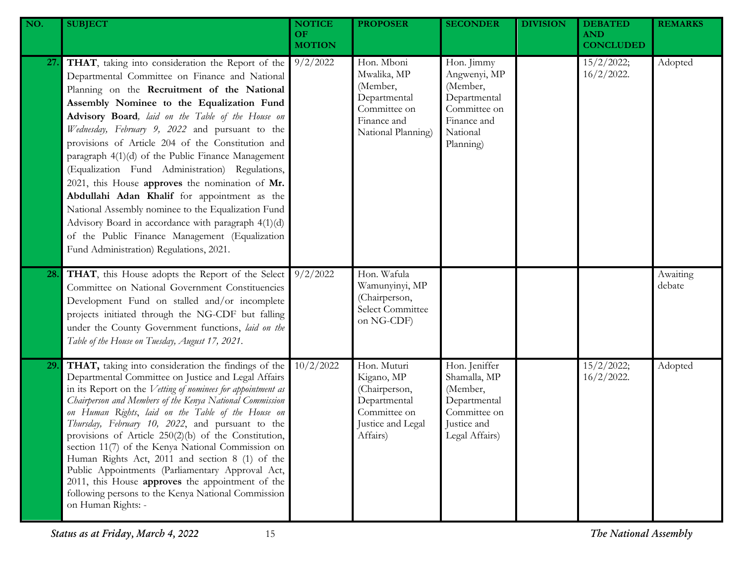| NO. | SUBJECT | NOTICE OF MOTION | PROPOSER | SECONDER | DIVISION | DEBATED AND CONCLUDED | REMARKS |
|---|---|---|---|---|---|---|---|
| 27. | **THAT**, taking into consideration the Report of the Departmental Committee on Finance and National Planning on the **Recruitment of the National Assembly Nominee to the Equalization Fund Advisory Board**, *laid on the Table of the House on Wednesday, February 9, 2022* and pursuant to the provisions of Article 204 of the Constitution and paragraph 4(1)(d) of the Public Finance Management (Equalization Fund Administration) Regulations, 2021, this House **approves** the nomination of **Mr. Abdullahi Adan Khalif** for appointment as the National Assembly nominee to the Equalization Fund Advisory Board in accordance with paragraph 4(1)(d) of the Public Finance Management (Equalization Fund Administration) Regulations, 2021. | 9/2/2022 | Hon. Mboni Mwalika, MP (Member, Departmental Committee on Finance and National Planning) | Hon. Jimmy Angwenyi, MP (Member, Departmental Committee on Finance and National Planning) | | 15/2/2022; 16/2/2022. | Adopted |
| 28. | **THAT**, this House adopts the Report of the Select Committee on National Government Constituencies Development Fund on stalled and/or incomplete projects initiated through the NG-CDF but falling under the County Government functions, *laid on the Table of the House on Tuesday, August 17, 2021*. | 9/2/2022 | Hon. Wafula Wamunyinyi, MP (Chairperson, Select Committee on NG-CDF) | | | | Awaiting debate |
| 29. | **THAT,** taking into consideration the findings of the Departmental Committee on Justice and Legal Affairs in its Report on the *Vetting of nominees for appointment as Chairperson and Members of the Kenya National Commission on Human Rights*, *laid on the Table of the House on Thursday, February 10, 2022*, and pursuant to the provisions of Article 250(2)(b) of the Constitution, section 11(7) of the Kenya National Commission on Human Rights Act, 2011 and section 8 (1) of the Public Appointments (Parliamentary Approval Act, 2011, this House **approves** the appointment of the following persons to the Kenya National Commission on Human Rights: - | 10/2/2022 | Hon. Muturi Kigano, MP (Chairperson, Departmental Committee on Justice and Legal Affairs) | Hon. Jeniffer Shamalla, MP (Member, Departmental Committee on Justice and Legal Affairs) | | 15/2/2022; 16/2/2022. | Adopted |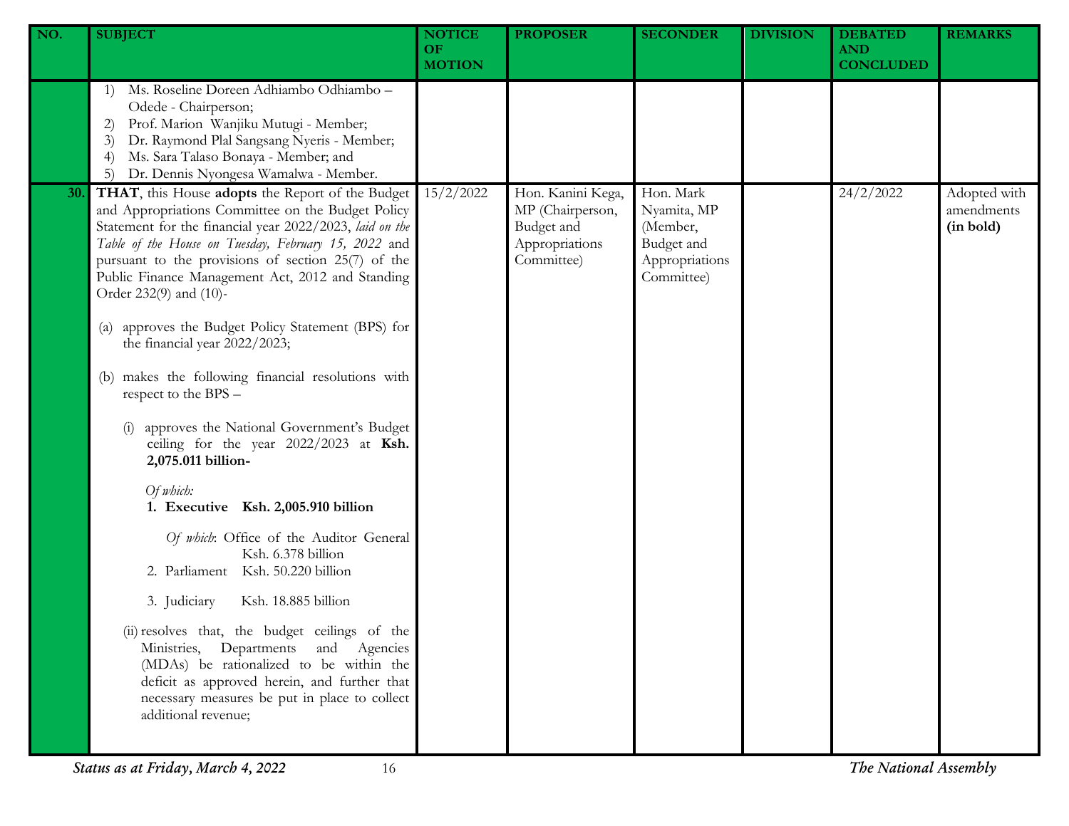| NO. | SUBJECT | NOTICE OF MOTION | PROPOSER | SECONDER | DIVISION | DEBATED AND CONCLUDED | REMARKS |
|---|---|---|---|---|---|---|---|
| | 1) Ms. Roseline Doreen Adhiambo Odhiambo – Odede - Chairperson;<br>2) Prof. Marion Wanjiku Mutugi - Member;<br>3) Dr. Raymond Plal Sangsang Nyeris - Member;<br>4) Ms. Sara Talaso Bonaya - Member; and<br>5) Dr. Dennis Nyongesa Wamalwa - Member. | | | | | | |
| 30. | **THAT**, this House **adopts** the Report of the Budget and Appropriations Committee on the Budget Policy Statement for the financial year 2022/2023, *laid on the Table of the House on Tuesday, February 15, 2022* and pursuant to the provisions of section 25(7) of the Public Finance Management Act, 2012 and Standing Order 232(9) and (10)-<br><br>(a) approves the Budget Policy Statement (BPS) for the financial year 2022/2023;<br><br>(b) makes the following financial resolutions with respect to the BPS –<br><br>(i) approves the National Government's Budget ceiling for the year 2022/2023 at **Ksh. 2,075.011 billion-**<br><br>*Of which:*<br>**1. Executive Ksh. 2,005.910 billion**<br><br>*Of which*: Office of the Auditor General Ksh. 6.378 billion<br>2. Parliament Ksh. 50.220 billion<br><br>3. Judiciary Ksh. 18.885 billion<br><br>(ii) resolves that, the budget ceilings of the Ministries, Departments and Agencies (MDAs) be rationalized to be within the deficit as approved herein, and further that necessary measures be put in place to collect additional revenue; | 15/2/2022 | Hon. Kanini Kega, MP (Chairperson, Budget and Appropriations Committee) | Hon. Mark Nyamita, MP (Member, Budget and Appropriations Committee) | | 24/2/2022 | Adopted with amendments **(in bold)** |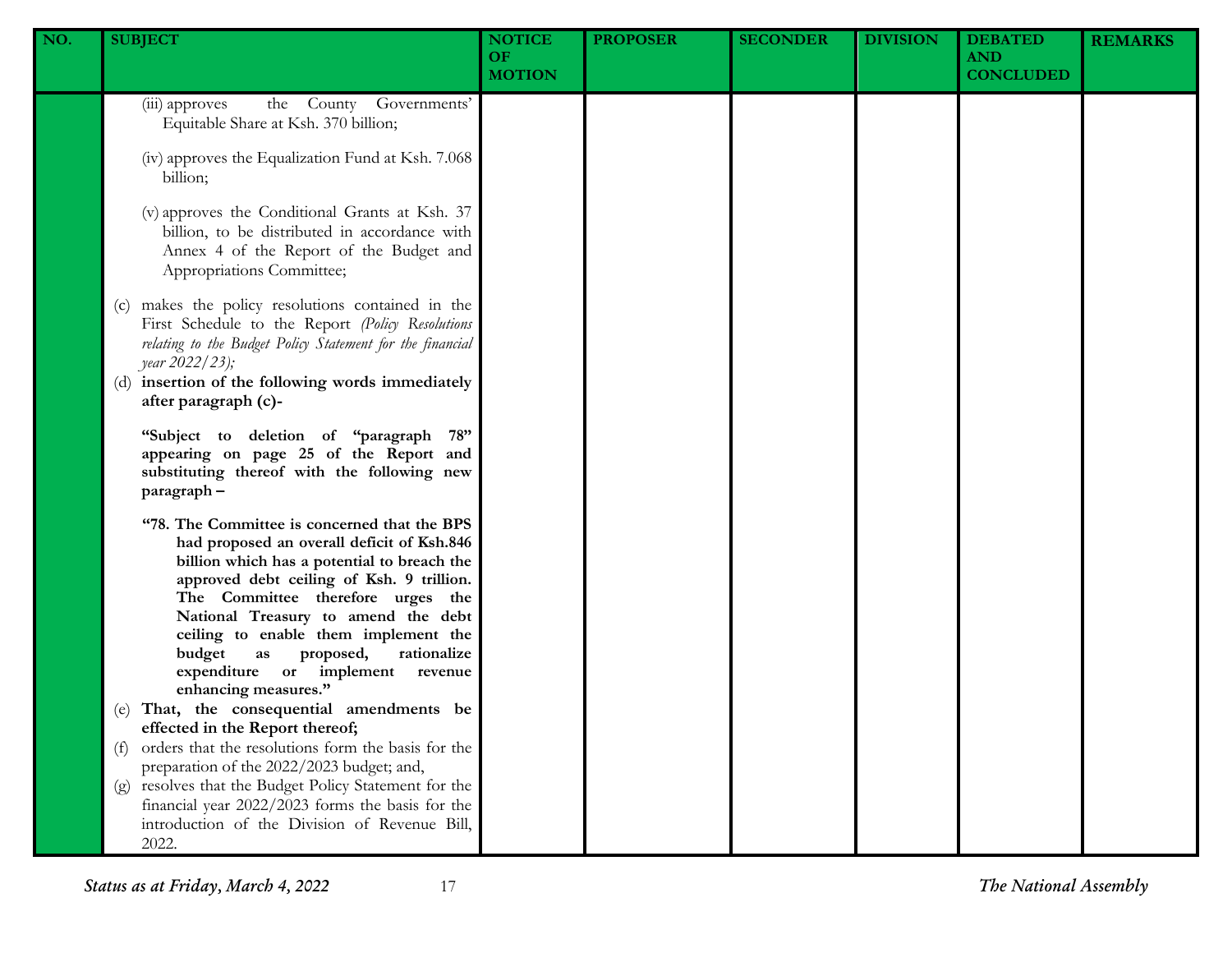| NO. | SUBJECT | NOTICE OF MOTION | PROPOSER | SECONDER | DIVISION | DEBATED AND CONCLUDED | REMARKS |
|---|---|---|---|---|---|---|---|
| | (iii) approves the County Governments' Equitable Share at Ksh. 370 billion;<br><br>(iv) approves the Equalization Fund at Ksh. 7.068 billion;<br><br>(v) approves the Conditional Grants at Ksh. 37 billion, to be distributed in accordance with Annex 4 of the Report of the Budget and Appropriations Committee;<br><br>(c) makes the policy resolutions contained in the First Schedule to the Report *(Policy Resolutions relating to the Budget Policy Statement for the financial year 2022/23);*<br>(d) **insertion of the following words immediately after paragraph (c)-**<br><br>**"Subject to deletion of "paragraph 78" appearing on page 25 of the Report and substituting thereof with the following new paragraph –**<br><br>**"78. The Committee is concerned that the BPS had proposed an overall deficit of Ksh.846 billion which has a potential to breach the approved debt ceiling of Ksh. 9 trillion. The Committee therefore urges the National Treasury to amend the debt ceiling to enable them implement the budget as proposed, rationalize expenditure or implement revenue enhancing measures."**<br>(e) **That, the consequential amendments be effected in the Report thereof;**<br>(f) orders that the resolutions form the basis for the preparation of the 2022/2023 budget; and,<br>(g) resolves that the Budget Policy Statement for the financial year 2022/2023 forms the basis for the introduction of the Division of Revenue Bill, 2022. | | | | | | |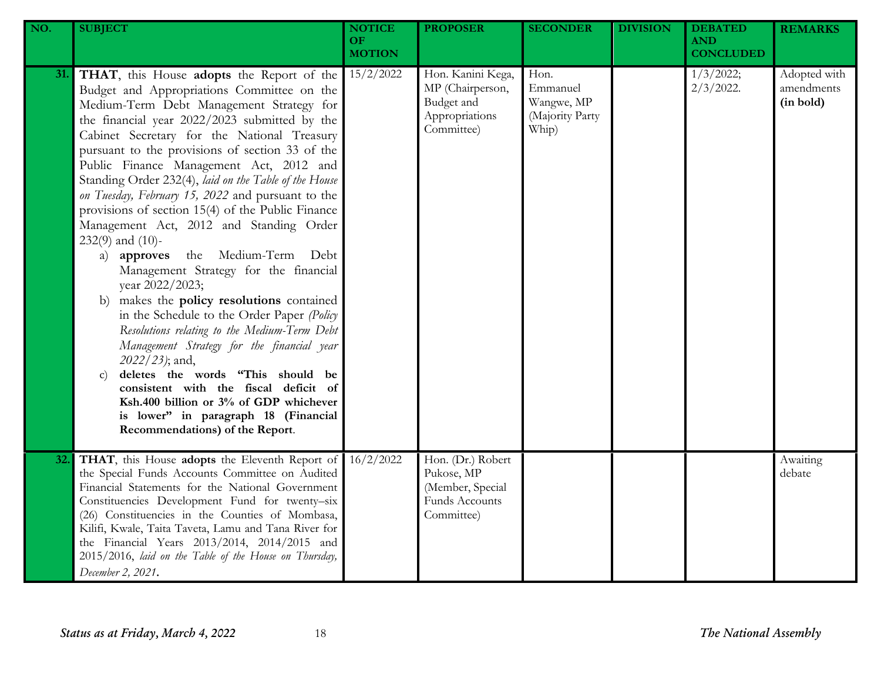| NO. | SUBJECT | NOTICE OF MOTION | PROPOSER | SECONDER | DIVISION | DEBATED AND CONCLUDED | REMARKS |
|---|---|---|---|---|---|---|---|
| 31. | **THAT**, this House **adopts** the Report of the Budget and Appropriations Committee on the Medium-Term Debt Management Strategy for the financial year 2022/2023 submitted by the Cabinet Secretary for the National Treasury pursuant to the provisions of section 33 of the Public Finance Management Act, 2012 and Standing Order 232(4), *laid on the Table of the House on Tuesday, February 15, 2022* and pursuant to the provisions of section 15(4) of the Public Finance Management Act, 2012 and Standing Order 232(9) and (10)-<br>a) **approves** the Medium-Term Debt Management Strategy for the financial year 2022/2023;<br>b) makes the **policy resolutions** contained in the Schedule to the Order Paper *(Policy Resolutions relating to the Medium-Term Debt Management Strategy for the financial year 2022/23)*; and,<br>c) **deletes the words "This should be consistent with the fiscal deficit of Ksh.400 billion or 3% of GDP whichever is lower" in paragraph 18 (Financial Recommendations) of the Report**. | 15/2/2022 | Hon. Kanini Kega, MP (Chairperson, Budget and Appropriations Committee) | Hon. Emmanuel Wangwe, MP (Majority Party Whip) | | 1/3/2022; 2/3/2022. | Adopted with amendments **(in bold)** |
| 32. | **THAT**, this House **adopts** the Eleventh Report of the Special Funds Accounts Committee on Audited Financial Statements for the National Government Constituencies Development Fund for twenty–six (26) Constituencies in the Counties of Mombasa, Kilifi, Kwale, Taita Taveta, Lamu and Tana River for the Financial Years 2013/2014, 2014/2015 and 2015/2016, *laid on the Table of the House on Thursday, December 2, 2021*. | 16/2/2022 | Hon. (Dr.) Robert Pukose, MP (Member, Special Funds Accounts Committee) | | | | Awaiting debate |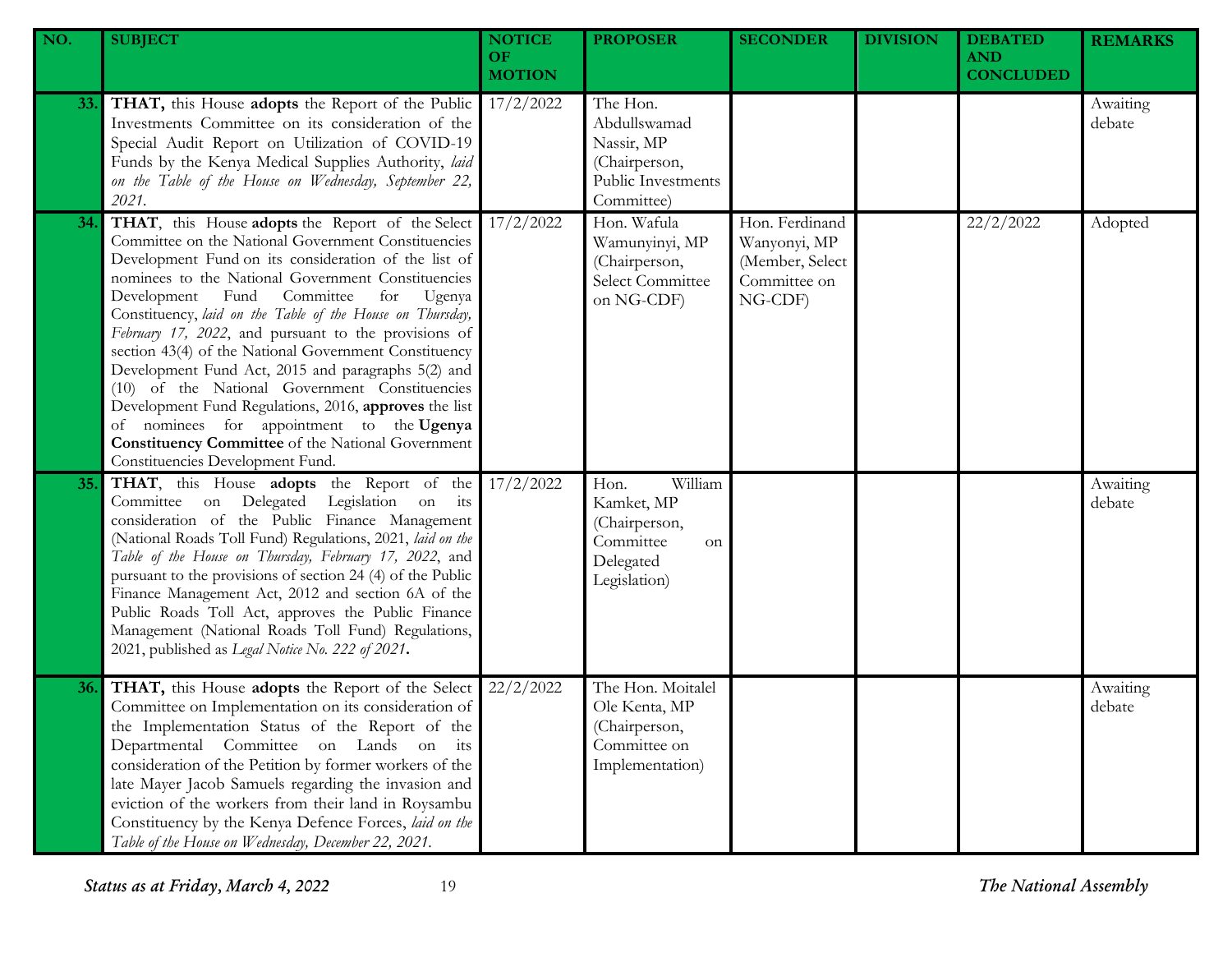| NO. | SUBJECT | NOTICE OF MOTION | PROPOSER | SECONDER | DIVISION | DEBATED AND CONCLUDED | REMARKS |
|---|---|---|---|---|---|---|---|
| 33. | **THAT,** this House **adopts** the Report of the Public Investments Committee on its consideration of the Special Audit Report on Utilization of COVID-19 Funds by the Kenya Medical Supplies Authority, *laid on the Table of the House on Wednesday, September 22, 2021*. | 17/2/2022 | The Hon. Abdullswamad Nassir, MP (Chairperson, Public Investments Committee) | | | | Awaiting debate |
| 34. | **THAT**, this House **adopts** the Report of the Select Committee on the National Government Constituencies Development Fund on its consideration of the list of nominees to the National Government Constituencies Development Fund Committee for Ugenya Constituency, *laid on the Table of the House on Thursday, February 17, 2022*, and pursuant to the provisions of section 43(4) of the National Government Constituency Development Fund Act, 2015 and paragraphs 5(2) and (10) of the National Government Constituencies Development Fund Regulations, 2016, **approves** the list of nominees for appointment to the **Ugenya Constituency Committee** of the National Government Constituencies Development Fund. | 17/2/2022 | Hon. Wafula Wamunyinyi, MP (Chairperson, Select Committee on NG-CDF) | Hon. Ferdinand Wanyonyi, MP (Member, Select Committee on NG-CDF) | | 22/2/2022 | Adopted |
| 35. | **THAT**, this House **adopts** the Report of the Committee on Delegated Legislation on its consideration of the Public Finance Management (National Roads Toll Fund) Regulations, 2021, *laid on the Table of the House on Thursday, February 17, 2022*, and pursuant to the provisions of section 24 (4) of the Public Finance Management Act, 2012 and section 6A of the Public Roads Toll Act, approves the Public Finance Management (National Roads Toll Fund) Regulations, 2021, published as *Legal Notice No. 222 of 2021*. | 17/2/2022 | Hon. William Kamket, MP (Chairperson, Committee on Delegated Legislation) | | | | Awaiting debate |
| 36. | **THAT,** this House **adopts** the Report of the Select Committee on Implementation on its consideration of the Implementation Status of the Report of the Departmental Committee on Lands on its consideration of the Petition by former workers of the late Mayer Jacob Samuels regarding the invasion and eviction of the workers from their land in Roysambu Constituency by the Kenya Defence Forces, *laid on the Table of the House on Wednesday, December 22, 2021*. | 22/2/2022 | The Hon. Moitalel Ole Kenta, MP (Chairperson, Committee on Implementation) | | | | Awaiting debate |

*Status as at Friday, March 4, 2022* — *The National Assembly*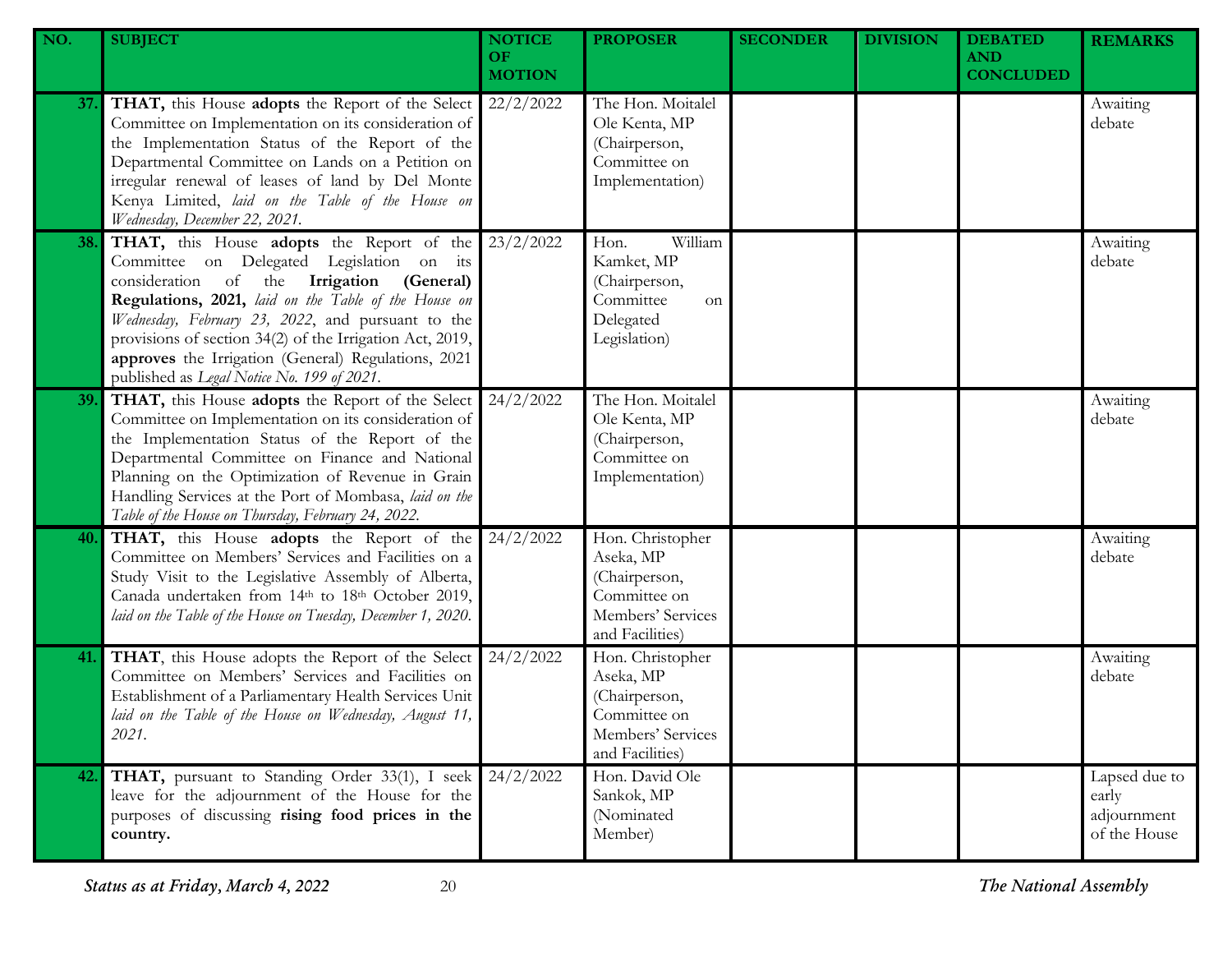| NO. | SUBJECT | NOTICE OF MOTION | PROPOSER | SECONDER | DIVISION | DEBATED AND CONCLUDED | REMARKS |
|---|---|---|---|---|---|---|---|
| 37. | **THAT,** this House **adopts** the Report of the Select Committee on Implementation on its consideration of the Implementation Status of the Report of the Departmental Committee on Lands on a Petition on irregular renewal of leases of land by Del Monte Kenya Limited, *laid on the Table of the House on Wednesday, December 22, 2021.* | 22/2/2022 | The Hon. Moitalel Ole Kenta, MP (Chairperson, Committee on Implementation) | | | | Awaiting debate |
| 38. | **THAT,** this House **adopts** the Report of the Committee on Delegated Legislation on its consideration of the **Irrigation (General) Regulations, 2021,** *laid on the Table of the House on Wednesday, February 23, 2022*, and pursuant to the provisions of section 34(2) of the Irrigation Act, 2019, **approves** the Irrigation (General) Regulations, 2021 published as *Legal Notice No. 199 of 2021.* | 23/2/2022 | Hon. William Kamket, MP (Chairperson, Committee on Delegated Legislation) | | | | Awaiting debate |
| 39. | **THAT,** this House **adopts** the Report of the Select Committee on Implementation on its consideration of the Implementation Status of the Report of the Departmental Committee on Finance and National Planning on the Optimization of Revenue in Grain Handling Services at the Port of Mombasa, *laid on the Table of the House on Thursday, February 24, 2022.* | 24/2/2022 | The Hon. Moitalel Ole Kenta, MP (Chairperson, Committee on Implementation) | | | | Awaiting debate |
| 40. | **THAT,** this House **adopts** the Report of the Committee on Members' Services and Facilities on a Study Visit to the Legislative Assembly of Alberta, Canada undertaken from 14th to 18th October 2019, *laid on the Table of the House on Tuesday, December 1, 2020.* | 24/2/2022 | Hon. Christopher Aseka, MP (Chairperson, Committee on Members' Services and Facilities) | | | | Awaiting debate |
| 41. | **THAT**, this House adopts the Report of the Select Committee on Members' Services and Facilities on Establishment of a Parliamentary Health Services Unit *laid on the Table of the House on Wednesday, August 11, 2021.* | 24/2/2022 | Hon. Christopher Aseka, MP (Chairperson, Committee on Members' Services and Facilities) | | | | Awaiting debate |
| 42. | **THAT,** pursuant to Standing Order 33(1), I seek leave for the adjournment of the House for the purposes of discussing **rising food prices in the country.** | 24/2/2022 | Hon. David Ole Sankok, MP (Nominated Member) | | | | Lapsed due to early adjournment of the House |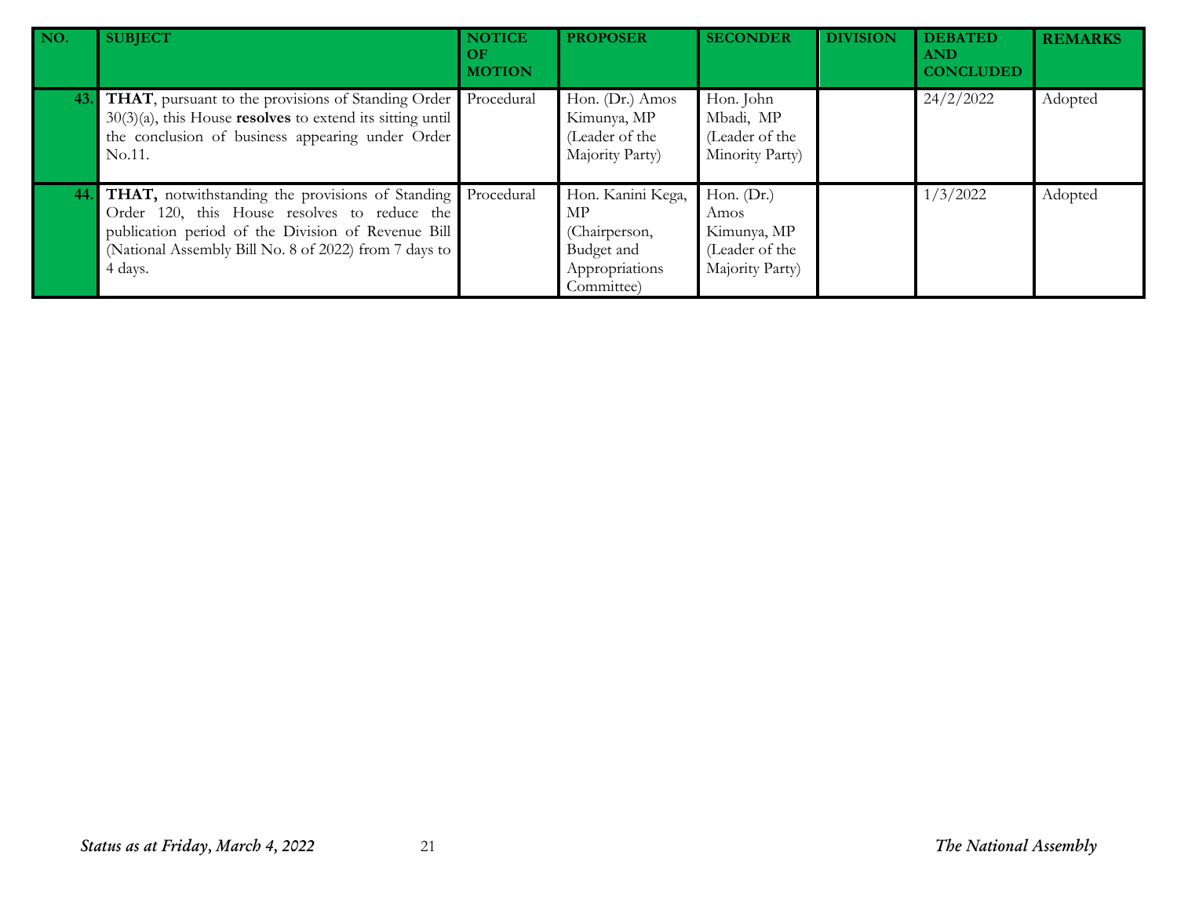| NO. | SUBJECT | NOTICE OF MOTION | PROPOSER | SECONDER | DIVISION | DEBATED AND CONCLUDED | REMARKS |
|---|---|---|---|---|---|---|---|
| 43. | **THAT**, pursuant to the provisions of Standing Order 30(3)(a), this House **resolves** to extend its sitting until the conclusion of business appearing under Order No.11. | Procedural | Hon. (Dr.) Amos Kimunya, MP (Leader of the Majority Party) | Hon. John Mbadi, MP (Leader of the Minority Party) | | 24/2/2022 | Adopted |
| 44. | **THAT,** notwithstanding the provisions of Standing Order 120, this House resolves to reduce the publication period of the Division of Revenue Bill (National Assembly Bill No. 8 of 2022) from 7 days to 4 days. | Procedural | Hon. Kanini Kega, MP (Chairperson, Budget and Appropriations Committee) | Hon. (Dr.) Amos Kimunya, MP (Leader of the Majority Party) | | 1/3/2022 | Adopted |